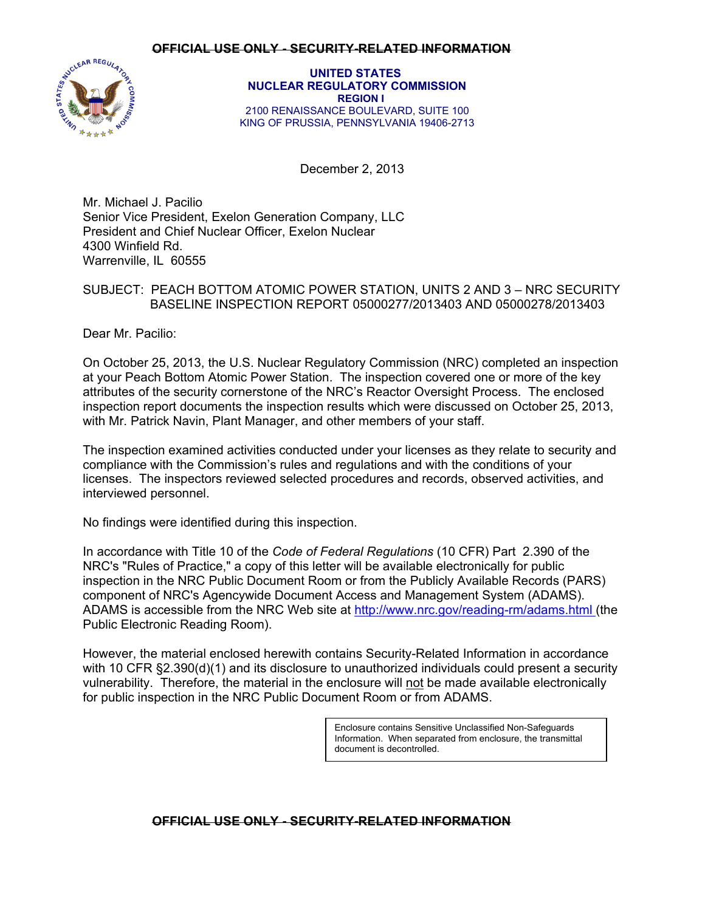~~OFFICIAL USE ONLY - SECURITY-RELATED INFORMATION~~

**UNITED STATES**
**NUCLEAR REGULATORY COMMISSION**
**REGION I**
2100 RENAISSANCE BOULEVARD, SUITE 100
KING OF PRUSSIA, PENNSYLVANIA 19406-2713

December 2, 2013

Mr. Michael J. Pacilio
Senior Vice President, Exelon Generation Company, LLC
President and Chief Nuclear Officer, Exelon Nuclear
4300 Winfield Rd.
Warrenville, IL 60555

SUBJECT: PEACH BOTTOM ATOMIC POWER STATION, UNITS 2 AND 3 – NRC SECURITY BASELINE INSPECTION REPORT 05000277/2013403 AND 05000278/2013403

Dear Mr. Pacilio:

On October 25, 2013, the U.S. Nuclear Regulatory Commission (NRC) completed an inspection at your Peach Bottom Atomic Power Station. The inspection covered one or more of the key attributes of the security cornerstone of the NRC's Reactor Oversight Process. The enclosed inspection report documents the inspection results which were discussed on October 25, 2013, with Mr. Patrick Navin, Plant Manager, and other members of your staff.

The inspection examined activities conducted under your licenses as they relate to security and compliance with the Commission's rules and regulations and with the conditions of your licenses. The inspectors reviewed selected procedures and records, observed activities, and interviewed personnel.

No findings were identified during this inspection.

In accordance with Title 10 of the *Code of Federal Regulations* (10 CFR) Part 2.390 of the NRC's "Rules of Practice," a copy of this letter will be available electronically for public inspection in the NRC Public Document Room or from the Publicly Available Records (PARS) component of NRC's Agencywide Document Access and Management System (ADAMS). ADAMS is accessible from the NRC Web site at http://www.nrc.gov/reading-rm/adams.html (the Public Electronic Reading Room).

However, the material enclosed herewith contains Security-Related Information in accordance with 10 CFR §2.390(d)(1) and its disclosure to unauthorized individuals could present a security vulnerability. Therefore, the material in the enclosure will not be made available electronically for public inspection in the NRC Public Document Room or from ADAMS.

Enclosure contains Sensitive Unclassified Non-Safeguards Information. When separated from enclosure, the transmittal document is decontrolled.

~~OFFICIAL USE ONLY - SECURITY-RELATED INFORMATION~~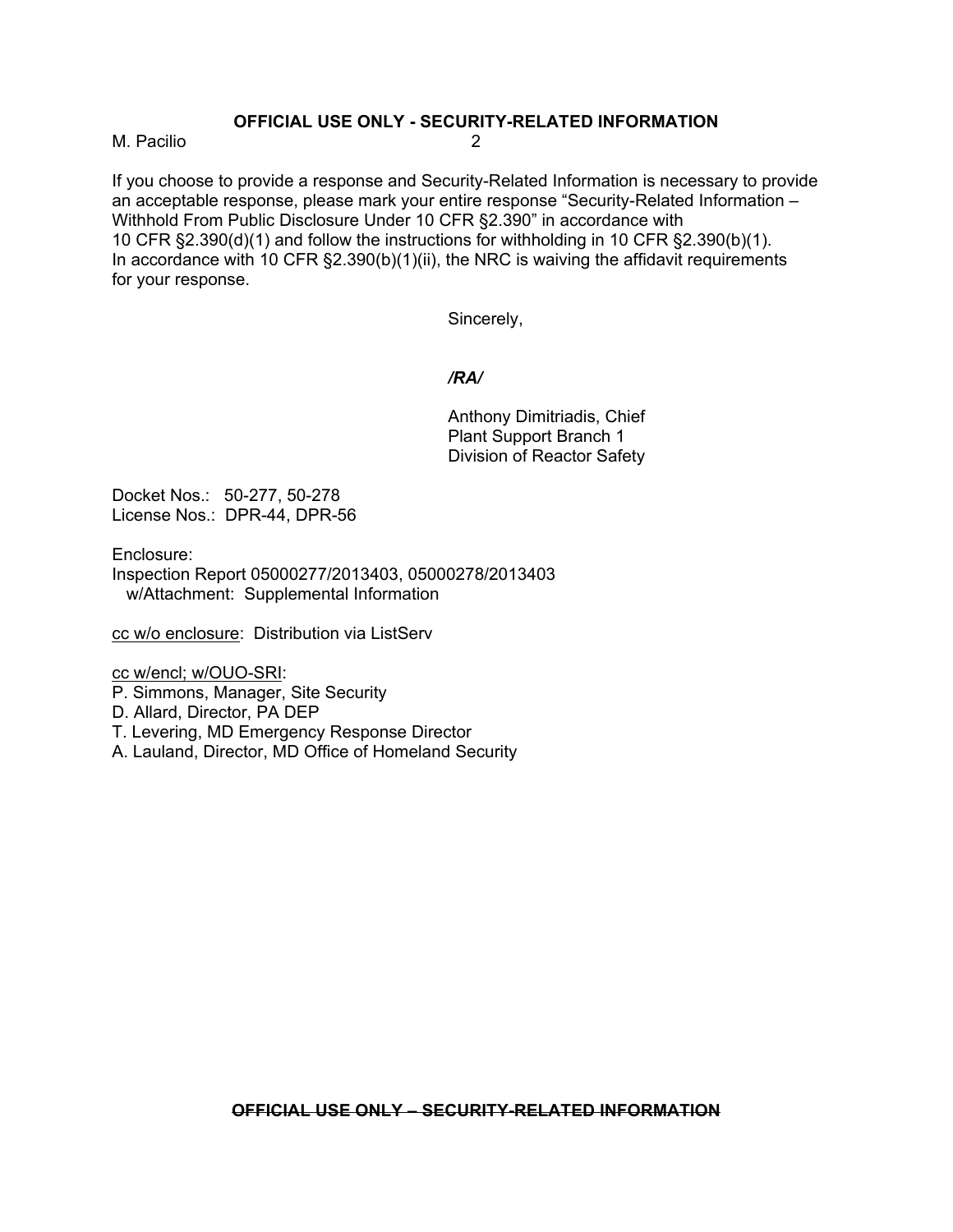If you choose to provide a response and Security-Related Information is necessary to provide an acceptable response, please mark your entire response "Security-Related Information – Withhold From Public Disclosure Under 10 CFR §2.390" in accordance with 10 CFR §2.390(d)(1) and follow the instructions for withholding in 10 CFR §2.390(b)(1). In accordance with 10 CFR §2.390(b)(1)(ii), the NRC is waiving the affidavit requirements for your response.

Sincerely,

*/RA/*

Anthony Dimitriadis, Chief
Plant Support Branch 1
Division of Reactor Safety

Docket Nos.: 50-277, 50-278
License Nos.: DPR-44, DPR-56

Enclosure:
Inspection Report 05000277/2013403, 05000278/2013403
w/Attachment: Supplemental Information

cc w/o enclosure: Distribution via ListServ

cc w/encl; w/OUO-SRI:
P. Simmons, Manager, Site Security
D. Allard, Director, PA DEP
T. Levering, MD Emergency Response Director
A. Lauland, Director, MD Office of Homeland Security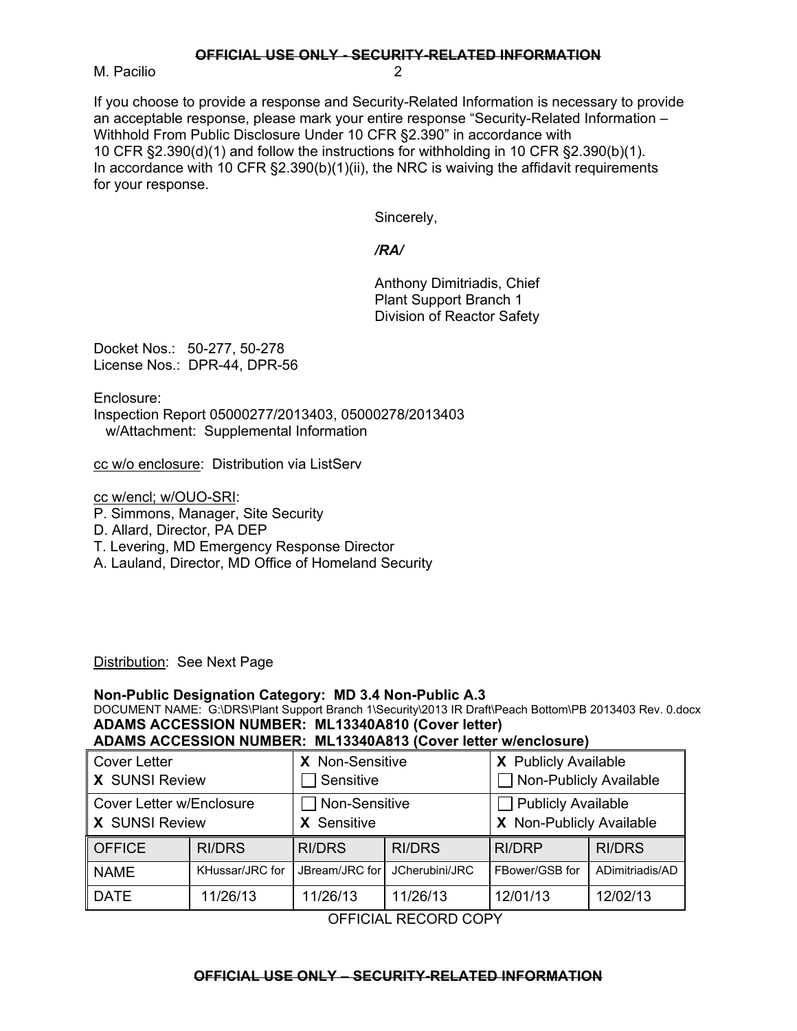~~OFFICIAL USE ONLY - SECURITY-RELATED INFORMATION~~

M. Pacilio

If you choose to provide a response and Security-Related Information is necessary to provide an acceptable response, please mark your entire response "Security-Related Information – Withhold From Public Disclosure Under 10 CFR §2.390" in accordance with 10 CFR §2.390(d)(1) and follow the instructions for withholding in 10 CFR §2.390(b)(1). In accordance with 10 CFR §2.390(b)(1)(ii), the NRC is waiving the affidavit requirements for your response.

Sincerely,

*/RA/*

Anthony Dimitriadis, Chief
Plant Support Branch 1
Division of Reactor Safety

Docket Nos.: 50-277, 50-278
License Nos.: DPR-44, DPR-56

Enclosure:
Inspection Report 05000277/2013403, 05000278/2013403
w/Attachment: Supplemental Information

cc w/o enclosure: Distribution via ListServ

cc w/encl; w/OUO-SRI:
P. Simmons, Manager, Site Security
D. Allard, Director, PA DEP
T. Levering, MD Emergency Response Director
A. Lauland, Director, MD Office of Homeland Security

Distribution: See Next Page

**Non-Public Designation Category: MD 3.4 Non-Public A.3**
DOCUMENT NAME: G:\DRS\Plant Support Branch 1\Security\2013 IR Draft\Peach Bottom\PB 2013403 Rev. 0.docx
**ADAMS ACCESSION NUMBER: ML13340A810 (Cover letter)**
**ADAMS ACCESSION NUMBER: ML13340A813 (Cover letter w/enclosure)**

| Cover Letter<br>X SUNSI Review | | X Non-Sensitive<br>☐ Sensitive | | X Publicly Available<br>☐ Non-Publicly Available | |
|---|---|---|---|---|---|
| Cover Letter w/Enclosure<br>X SUNSI Review | | ☐ Non-Sensitive<br>X Sensitive | | ☐ Publicly Available<br>X Non-Publicly Available | |
| OFFICE | RI/DRS | RI/DRS | RI/DRS | RI/DRP | RI/DRS |
| NAME | KHussar/JRC for | JBream/JRC for | JCherubini/JRC | FBower/GSB for | ADimitriadis/AD |
| DATE | 11/26/13 | 11/26/13 | 11/26/13 | 12/01/13 | 12/02/13 |

OFFICIAL RECORD COPY

~~OFFICIAL USE ONLY – SECURITY-RELATED INFORMATION~~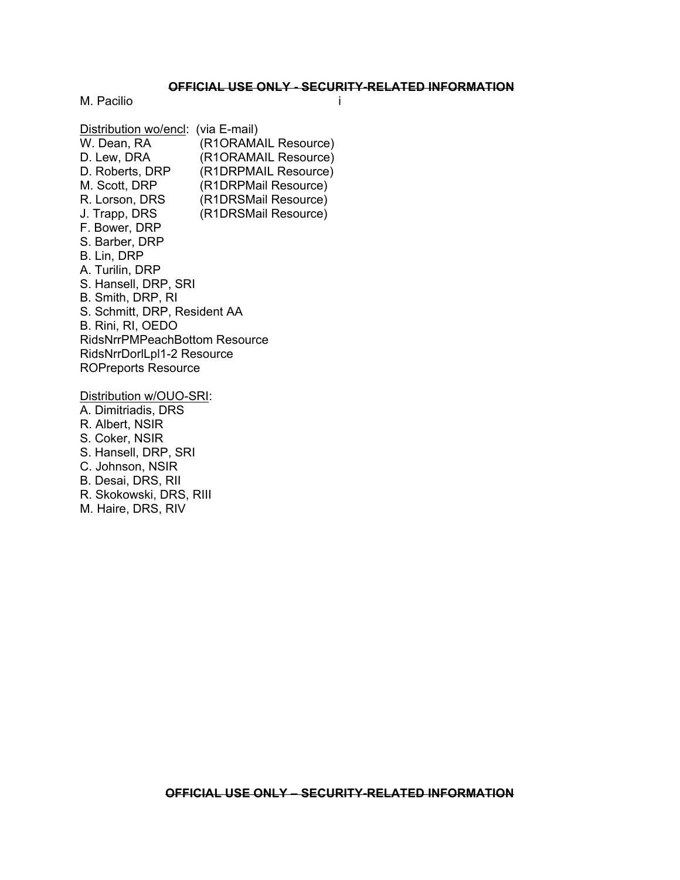~~OFFICIAL USE ONLY - SECURITY-RELATED INFORMATION~~

M. Pacilio i

Distribution wo/encl: (via E-mail)

W. Dean, RA (R1ORAMAIL Resource)
D. Lew, DRA (R1ORAMAIL Resource)
D. Roberts, DRP (R1DRPMAIL Resource)
M. Scott, DRP (R1DRPMail Resource)
R. Lorson, DRS (R1DRSMail Resource)
J. Trapp, DRS (R1DRSMail Resource)
F. Bower, DRP
S. Barber, DRP
B. Lin, DRP
A. Turilin, DRP
S. Hansell, DRP, SRI
B. Smith, DRP, RI
S. Schmitt, DRP, Resident AA
B. Rini, RI, OEDO
RidsNrrPMPeachBottom Resource
RidsNrrDorlLpl1-2 Resource
ROPreports Resource

Distribution w/OUO-SRI:

A. Dimitriadis, DRS
R. Albert, NSIR
S. Coker, NSIR
S. Hansell, DRP, SRI
C. Johnson, NSIR
B. Desai, DRS, RII
R. Skokowski, DRS, RIII
M. Haire, DRS, RIV

~~OFFICIAL USE ONLY – SECURITY-RELATED INFORMATION~~